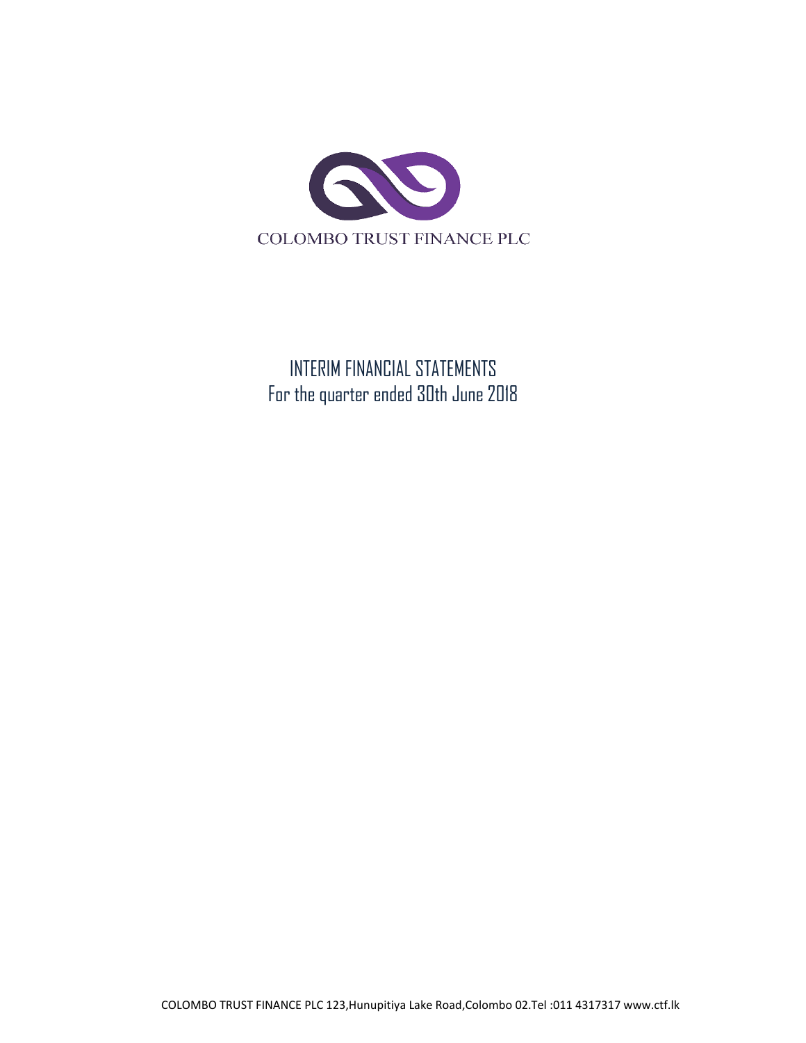COLOMBO TRUST FINANCE PLC

# INTERIM FINANCIAL STATEMENTS

For the quarter ended 30th June 2018

COLOMBO TRUST FINANCE PLC 123,Hunupitiya Lake Road,Colombo 02.Tel :011 4317317 www.ctf.lk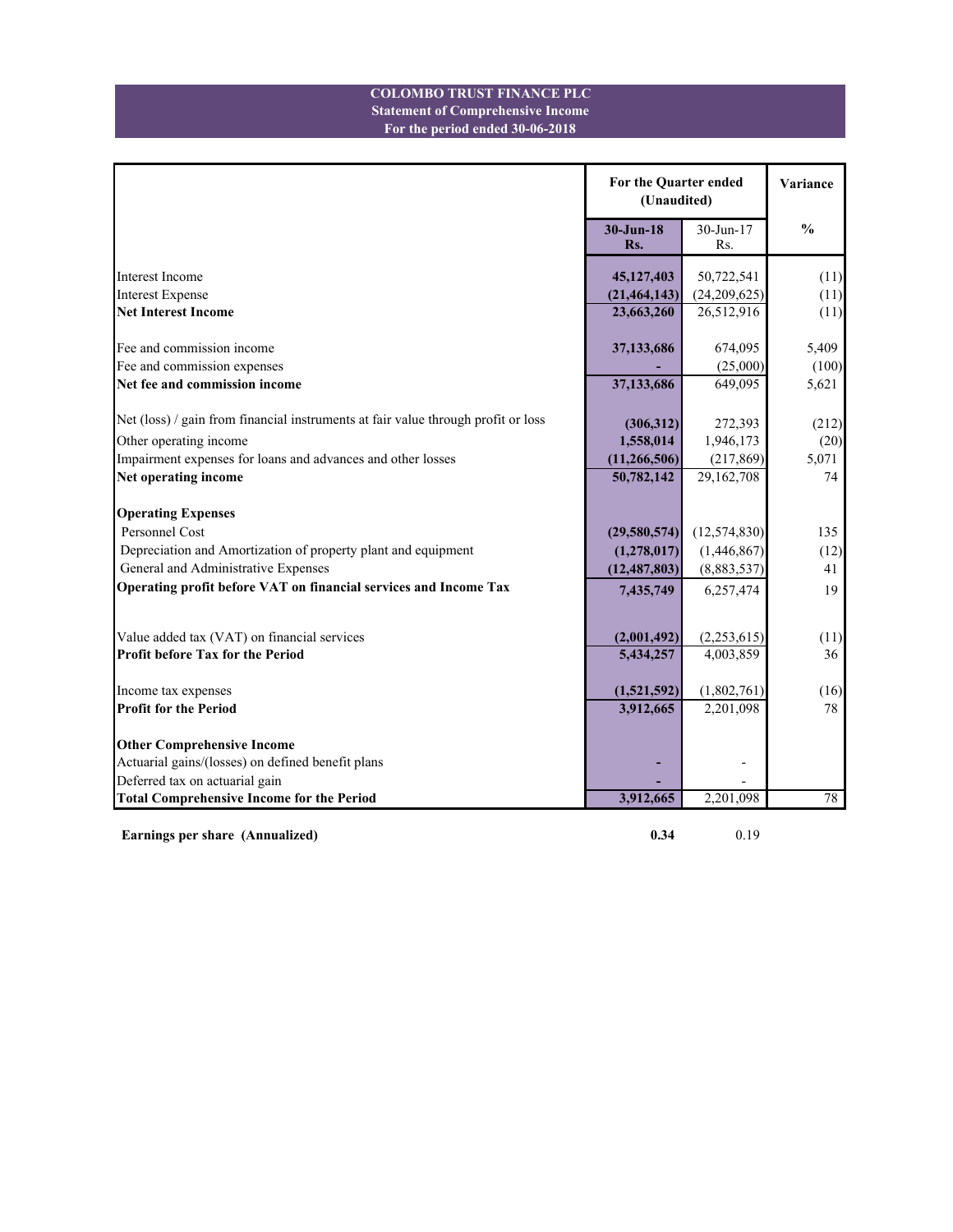**COLOMBO TRUST FINANCE PLC**
**Statement of Comprehensive Income**
**For the period ended 30-06-2018**

| | For the Quarter ended (Unaudited) | | Variance |
|---|---|---|---|
| | **30-Jun-18 Rs.** | 30-Jun-17 Rs. | **%** |
| Interest Income | **45,127,403** | 50,722,541 | (11) |
| Interest Expense | **(21,464,143)** | (24,209,625) | (11) |
| **Net Interest Income** | **23,663,260** | 26,512,916 | (11) |
| | | | |
| Fee and commission income | **37,133,686** | 674,095 | 5,409 |
| Fee and commission expenses | **-** | (25,000) | (100) |
| **Net fee and commission income** | **37,133,686** | 649,095 | 5,621 |
| | | | |
| Net (loss) / gain from financial instruments at fair value through profit or loss | **(306,312)** | 272,393 | (212) |
| Other operating income | **1,558,014** | 1,946,173 | (20) |
| Impairment expenses for loans and advances and other losses | **(11,266,506)** | (217,869) | 5,071 |
| **Net operating income** | **50,782,142** | 29,162,708 | 74 |
| | | | |
| **Operating Expenses** | | | |
| Personnel Cost | **(29,580,574)** | (12,574,830) | 135 |
| Depreciation and Amortization of property plant and equipment | **(1,278,017)** | (1,446,867) | (12) |
| General and Administrative Expenses | **(12,487,803)** | (8,883,537) | 41 |
| **Operating profit before VAT on financial services and Income Tax** | **7,435,749** | 6,257,474 | 19 |
| | | | |
| Value added tax (VAT) on financial services | **(2,001,492)** | (2,253,615) | (11) |
| **Profit before Tax for the Period** | **5,434,257** | 4,003,859 | 36 |
| | | | |
| Income tax expenses | **(1,521,592)** | (1,802,761) | (16) |
| **Profit for the Period** | **3,912,665** | 2,201,098 | 78 |
| | | | |
| **Other Comprehensive Income** | | | |
| Actuarial gains/(losses) on defined benefit plans | **-** | - | |
| Deferred tax on actuarial gain | **-** | - | |
| **Total Comprehensive Income for the Period** | **3,912,665** | 2,201,098 | 78 |

| | | |
|---|---|---|
| **Earnings per share (Annualized)** | **0.34** | 0.19 |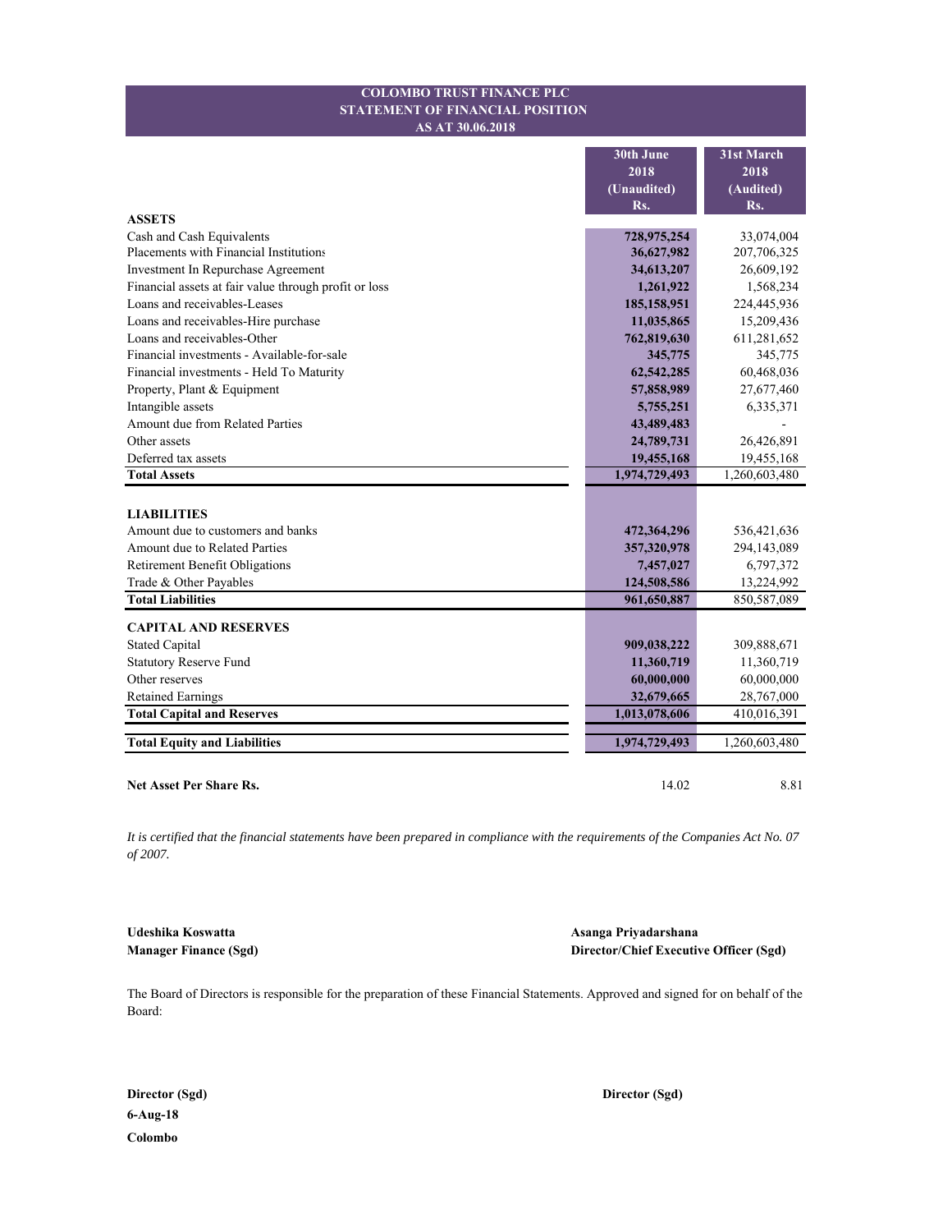# COLOMBO TRUST FINANCE PLC
## STATEMENT OF FINANCIAL POSITION
### AS AT 30.06.2018

| | 30th June 2018 (Unaudited) Rs. | 31st March 2018 (Audited) Rs. |
|---|---|---|
| **ASSETS** | | |
| Cash and Cash Equivalents | **728,975,254** | 33,074,004 |
| Placements with Financial Institutions | **36,627,982** | 207,706,325 |
| Investment In Repurchase Agreement | **34,613,207** | 26,609,192 |
| Financial assets at fair value through profit or loss | **1,261,922** | 1,568,234 |
| Loans and receivables-Leases | **185,158,951** | 224,445,936 |
| Loans and receivables-Hire purchase | **11,035,865** | 15,209,436 |
| Loans and receivables-Other | **762,819,630** | 611,281,652 |
| Financial investments - Available-for-sale | **345,775** | 345,775 |
| Financial investments - Held To Maturity | **62,542,285** | 60,468,036 |
| Property, Plant & Equipment | **57,858,989** | 27,677,460 |
| Intangible assets | **5,755,251** | 6,335,371 |
| Amount due from Related Parties | **43,489,483** | - |
| Other assets | **24,789,731** | 26,426,891 |
| Deferred tax assets | **19,455,168** | 19,455,168 |
| **Total Assets** | **1,974,729,493** | 1,260,603,480 |
| | | |
| **LIABILITIES** | | |
| Amount due to customers and banks | **472,364,296** | 536,421,636 |
| Amount due to Related Parties | **357,320,978** | 294,143,089 |
| Retirement Benefit Obligations | **7,457,027** | 6,797,372 |
| Trade & Other Payables | **124,508,586** | 13,224,992 |
| **Total Liabilities** | **961,650,887** | 850,587,089 |
| | | |
| **CAPITAL AND RESERVES** | | |
| Stated Capital | **909,038,222** | 309,888,671 |
| Statutory Reserve Fund | **11,360,719** | 11,360,719 |
| Other reserves | **60,000,000** | 60,000,000 |
| Retained Earnings | **32,679,665** | 28,767,000 |
| **Total Capital and Reserves** | **1,013,078,606** | 410,016,391 |
| | | |
| **Total Equity and Liabilities** | **1,974,729,493** | 1,260,603,480 |
| | | |
| **Net Asset Per Share Rs.** | 14.02 | 8.81 |

*It is certified that the financial statements have been prepared in compliance with the requirements of the Companies Act No. 07 of 2007.*

**Udeshika Koswatta**
**Manager Finance (Sgd)**

**Asanga Priyadarshana**
**Director/Chief Executive Officer (Sgd)**

The Board of Directors is responsible for the preparation of these Financial Statements. Approved and signed for on behalf of the Board:

**Director (Sgd)**

**Director (Sgd)**

**6-Aug-18**
**Colombo**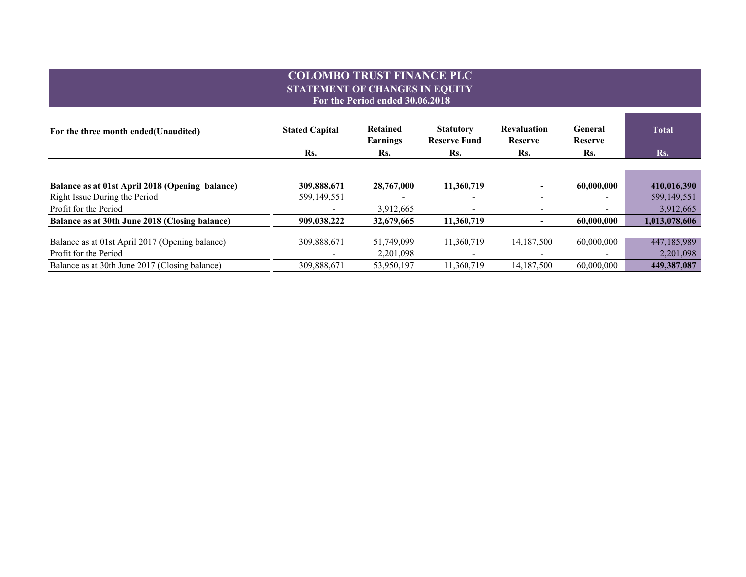# COLOMBO TRUST FINANCE PLC

## STATEMENT OF CHANGES IN EQUITY

### For the Period ended 30.06.2018

| For the three month ended(Unaudited) | Stated Capital<br>Rs. | Retained Earnings<br>Rs. | Statutory Reserve Fund<br>Rs. | Revaluation Reserve<br>Rs. | General Reserve<br>Rs. | Total<br>Rs. |
|---|---|---|---|---|---|---|
| **Balance as at 01st April 2018 (Opening balance)** | **309,888,671** | **28,767,000** | **11,360,719** | **-** | **60,000,000** | **410,016,390** |
| Right Issue During the Period | 599,149,551 | - | - | - | - | 599,149,551 |
| Profit for the Period | - | 3,912,665 | - | - | - | 3,912,665 |
| **Balance as at 30th June 2018 (Closing balance)** | **909,038,222** | **32,679,665** | **11,360,719** | **-** | **60,000,000** | **1,013,078,606** |
| Balance as at 01st April 2017 (Opening balance) | 309,888,671 | 51,749,099 | 11,360,719 | 14,187,500 | 60,000,000 | 447,185,989 |
| Profit for the Period | - | 2,201,098 | - | - | - | 2,201,098 |
| Balance as at 30th June 2017 (Closing balance) | 309,888,671 | 53,950,197 | 11,360,719 | 14,187,500 | 60,000,000 | **449,387,087** |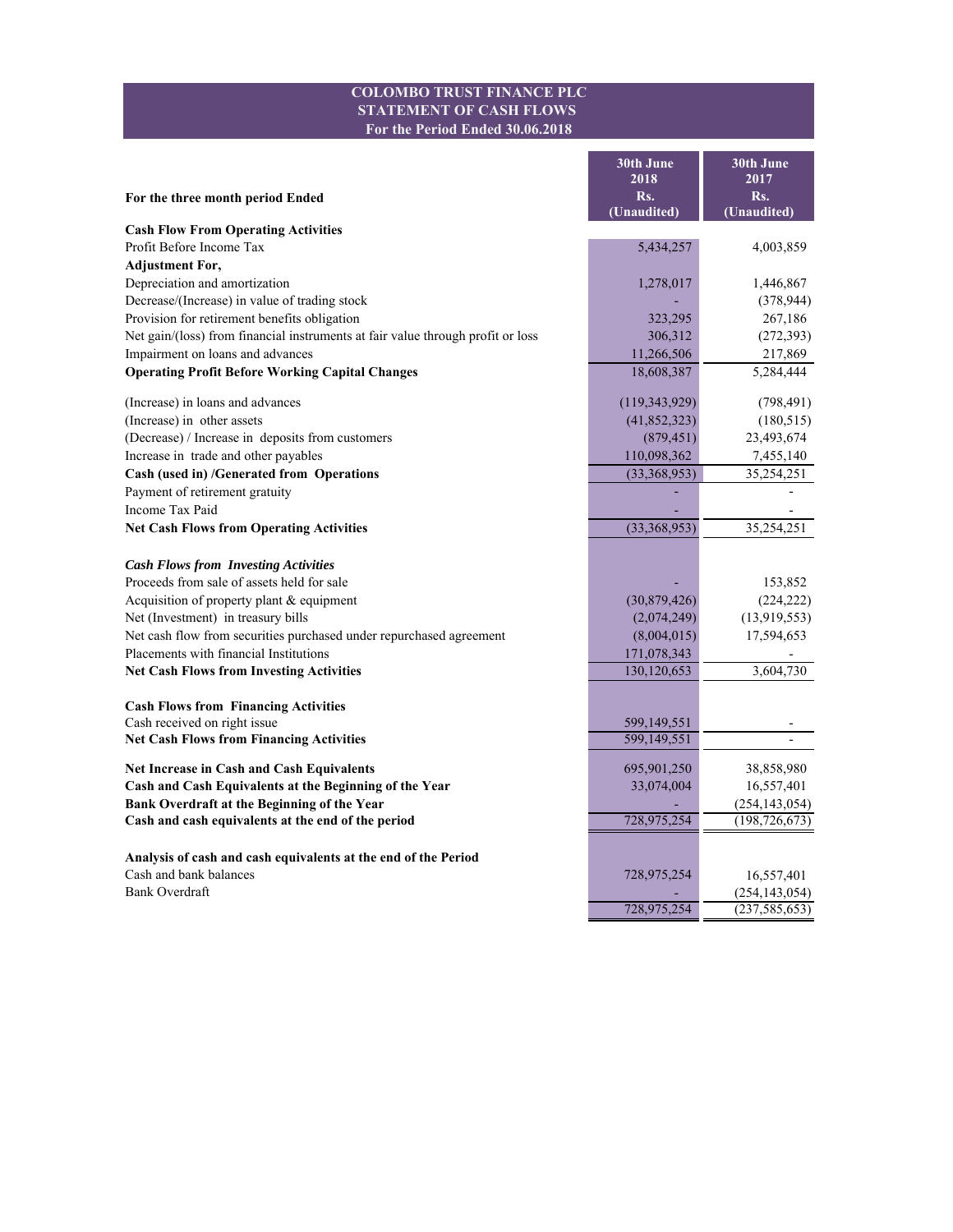# COLOMBO TRUST FINANCE PLC
## STATEMENT OF CASH FLOWS
### For the Period Ended 30.06.2018

| For the three month period Ended | 30th June 2018 Rs. (Unaudited) | 30th June 2017 Rs. (Unaudited) |
|---|---|---|
| **Cash Flow From Operating Activities** | | |
| Profit Before Income Tax | 5,434,257 | 4,003,859 |
| **Adjustment For,** | | |
| Depreciation and amortization | 1,278,017 | 1,446,867 |
| Decrease/(Increase) in value of trading stock | - | (378,944) |
| Provision for retirement benefits obligation | 323,295 | 267,186 |
| Net gain/(loss) from financial instruments at fair value through profit or loss | 306,312 | (272,393) |
| Impairment on loans and advances | 11,266,506 | 217,869 |
| **Operating Profit Before Working Capital Changes** | 18,608,387 | 5,284,444 |
| (Increase) in loans and advances | (119,343,929) | (798,491) |
| (Increase) in other assets | (41,852,323) | (180,515) |
| (Decrease) / Increase in deposits from customers | (879,451) | 23,493,674 |
| Increase in trade and other payables | 110,098,362 | 7,455,140 |
| **Cash (used in) /Generated from Operations** | (33,368,953) | 35,254,251 |
| Payment of retirement gratuity | - | - |
| Income Tax Paid | - | - |
| **Net Cash Flows from Operating Activities** | (33,368,953) | 35,254,251 |
| ***Cash Flows from Investing Activities*** | | |
| Proceeds from sale of assets held for sale | - | 153,852 |
| Acquisition of property plant & equipment | (30,879,426) | (224,222) |
| Net (Investment) in treasury bills | (2,074,249) | (13,919,553) |
| Net cash flow from securities purchased under repurchased agreement | (8,004,015) | 17,594,653 |
| Placements with financial Institutions | 171,078,343 | - |
| **Net Cash Flows from Investing Activities** | 130,120,653 | 3,604,730 |
| **Cash Flows from Financing Activities** | | |
| Cash received on right issue | 599,149,551 | - |
| **Net Cash Flows from Financing Activities** | 599,149,551 | - |
| **Net Increase in Cash and Cash Equivalents** | 695,901,250 | 38,858,980 |
| **Cash and Cash Equivalents at the Beginning of the Year** | 33,074,004 | 16,557,401 |
| **Bank Overdraft at the Beginning of the Year** | - | (254,143,054) |
| **Cash and cash equivalents at the end of the period** | 728,975,254 | (198,726,673) |
| **Analysis of cash and cash equivalents at the end of the Period** | | |
| Cash and bank balances | 728,975,254 | 16,557,401 |
| Bank Overdraft | - | (254,143,054) |
| | 728,975,254 | (237,585,653) |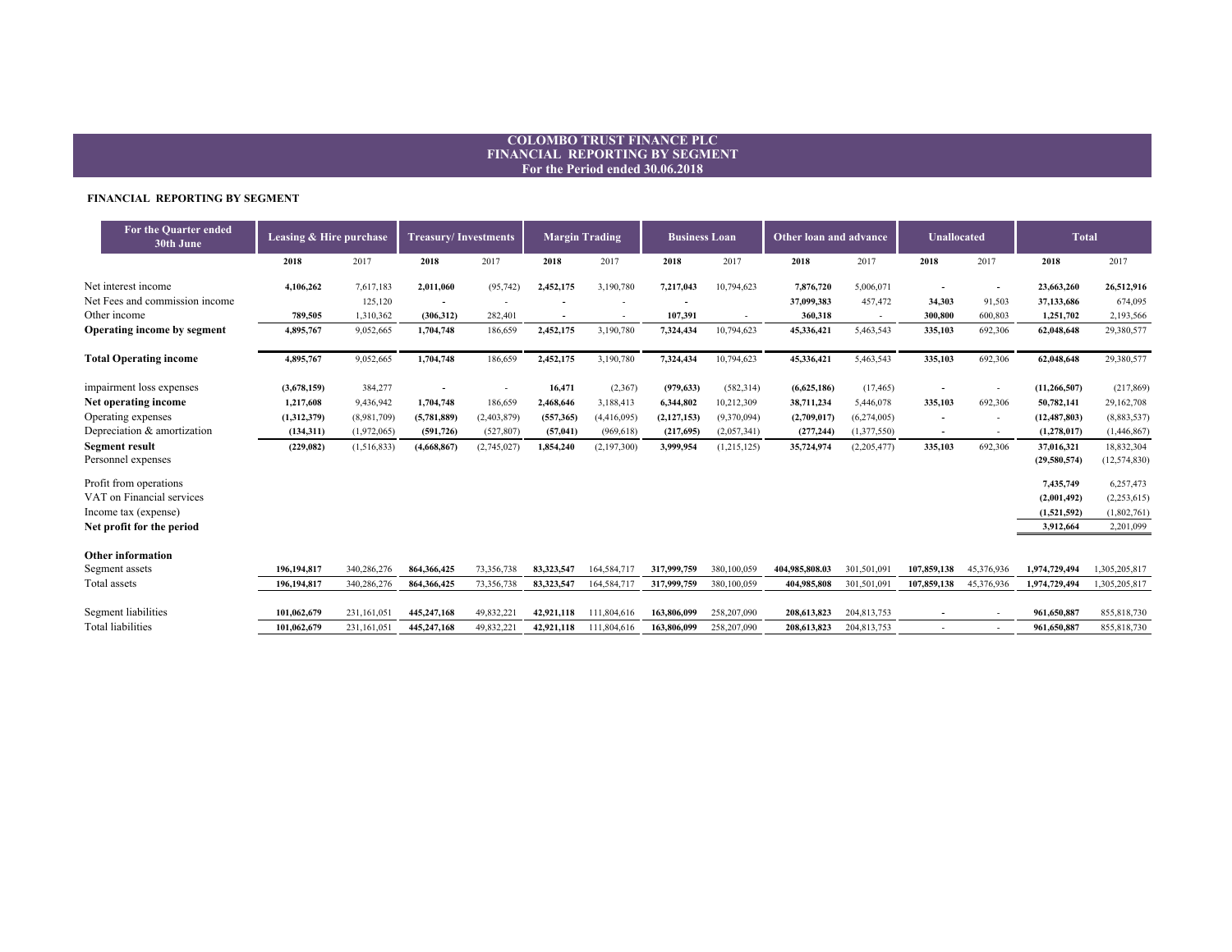# COLOMBO TRUST FINANCE PLC
## FINANCIAL REPORTING BY SEGMENT
### For the Period ended 30.06.2018

**FINANCIAL REPORTING BY SEGMENT**

| For the Quarter ended 30th June | Leasing & Hire purchase | | Treasury/ Investments | | Margin Trading | | Business Loan | | Other loan and advance | | Unallocated | | Total | |
|---|---|---|---|---|---|---|---|---|---|---|---|---|---|---|
| | **2018** | 2017 | **2018** | 2017 | **2018** | 2017 | **2018** | 2017 | **2018** | 2017 | **2018** | 2017 | **2018** | 2017 |
| Net interest income | **4,106,262** | 7,617,183 | **2,011,060** | (95,742) | **2,452,175** | 3,190,780 | **7,217,043** | 10,794,623 | **7,876,720** | 5,006,071 | **-** | - | **23,663,260** | 26,512,916 |
| Net Fees and commission income | | 125,120 | **-** | - | **-** | - | **-** | | **37,099,383** | 457,472 | **34,303** | 91,503 | **37,133,686** | 674,095 |
| Other income | **789,505** | 1,310,362 | **(306,312)** | 282,401 | **-** | - | **107,391** | - | **360,318** | - | **300,800** | 600,803 | **1,251,702** | 2,193,566 |
| **Operating income by segment** | **4,895,767** | 9,052,665 | **1,704,748** | 186,659 | **2,452,175** | 3,190,780 | **7,324,434** | 10,794,623 | **45,336,421** | 5,463,543 | **335,103** | 692,306 | **62,048,648** | 29,380,577 |
| **Total Operating income** | **4,895,767** | 9,052,665 | **1,704,748** | 186,659 | **2,452,175** | 3,190,780 | **7,324,434** | 10,794,623 | **45,336,421** | 5,463,543 | **335,103** | 692,306 | **62,048,648** | 29,380,577 |
| impairment loss expenses | **(3,678,159)** | 384,277 | **-** | - | **16,471** | (2,367) | **(979,633)** | (582,314) | **(6,625,186)** | (17,465) | **-** | - | **(11,266,507)** | (217,869) |
| **Net operating income** | **1,217,608** | 9,436,942 | **1,704,748** | 186,659 | **2,468,646** | 3,188,413 | **6,344,802** | 10,212,309 | **38,711,234** | 5,446,078 | **335,103** | 692,306 | **50,782,141** | 29,162,708 |
| Operating expenses | **(1,312,379)** | (8,981,709) | **(5,781,889)** | (2,403,879) | **(557,365)** | (4,416,095) | **(2,127,153)** | (9,370,094) | **(2,709,017)** | (6,274,005) | **-** | - | **(12,487,803)** | (8,883,537) |
| Depreciation & amortization | **(134,311)** | (1,972,065) | **(591,726)** | (527,807) | **(57,041)** | (969,618) | **(217,695)** | (2,057,341) | **(277,244)** | (1,377,550) | **-** | - | **(1,278,017)** | (1,446,867) |
| **Segment result** | **(229,082)** | (1,516,833) | **(4,668,867)** | (2,745,027) | **1,854,240** | (2,197,300) | **3,999,954** | (1,215,125) | **35,724,974** | (2,205,477) | **335,103** | 692,306 | **37,016,321** | 18,832,304 |
| Personnel expenses | | | | | | | | | | | | | **(29,580,574)** | (12,574,830) |
| Profit from operations | | | | | | | | | | | | | **7,435,749** | 6,257,473 |
| VAT on Financial services | | | | | | | | | | | | | **(2,001,492)** | (2,253,615) |
| Income tax (expense) | | | | | | | | | | | | | **(1,521,592)** | (1,802,761) |
| **Net profit for the period** | | | | | | | | | | | | | **3,912,664** | 2,201,099 |
| **Other information** | | | | | | | | | | | | | | |
| Segment assets | **196,194,817** | 340,286,276 | **864,366,425** | 73,356,738 | **83,323,547** | 164,584,717 | **317,999,759** | 380,100,059 | **404,985,808.03** | 301,501,091 | **107,859,138** | 45,376,936 | **1,974,729,494** | 1,305,205,817 |
| Total assets | **196,194,817** | 340,286,276 | **864,366,425** | 73,356,738 | **83,323,547** | 164,584,717 | **317,999,759** | 380,100,059 | **404,985,808** | 301,501,091 | **107,859,138** | 45,376,936 | **1,974,729,494** | 1,305,205,817 |
| Segment liabilities | **101,062,679** | 231,161,051 | **445,247,168** | 49,832,221 | **42,921,118** | 111,804,616 | **163,806,099** | 258,207,090 | **208,613,823** | 204,813,753 | **-** | - | **961,650,887** | 855,818,730 |
| Total liabilities | **101,062,679** | 231,161,051 | **445,247,168** | 49,832,221 | **42,921,118** | 111,804,616 | **163,806,099** | 258,207,090 | **208,613,823** | 204,813,753 | - | - | **961,650,887** | 855,818,730 |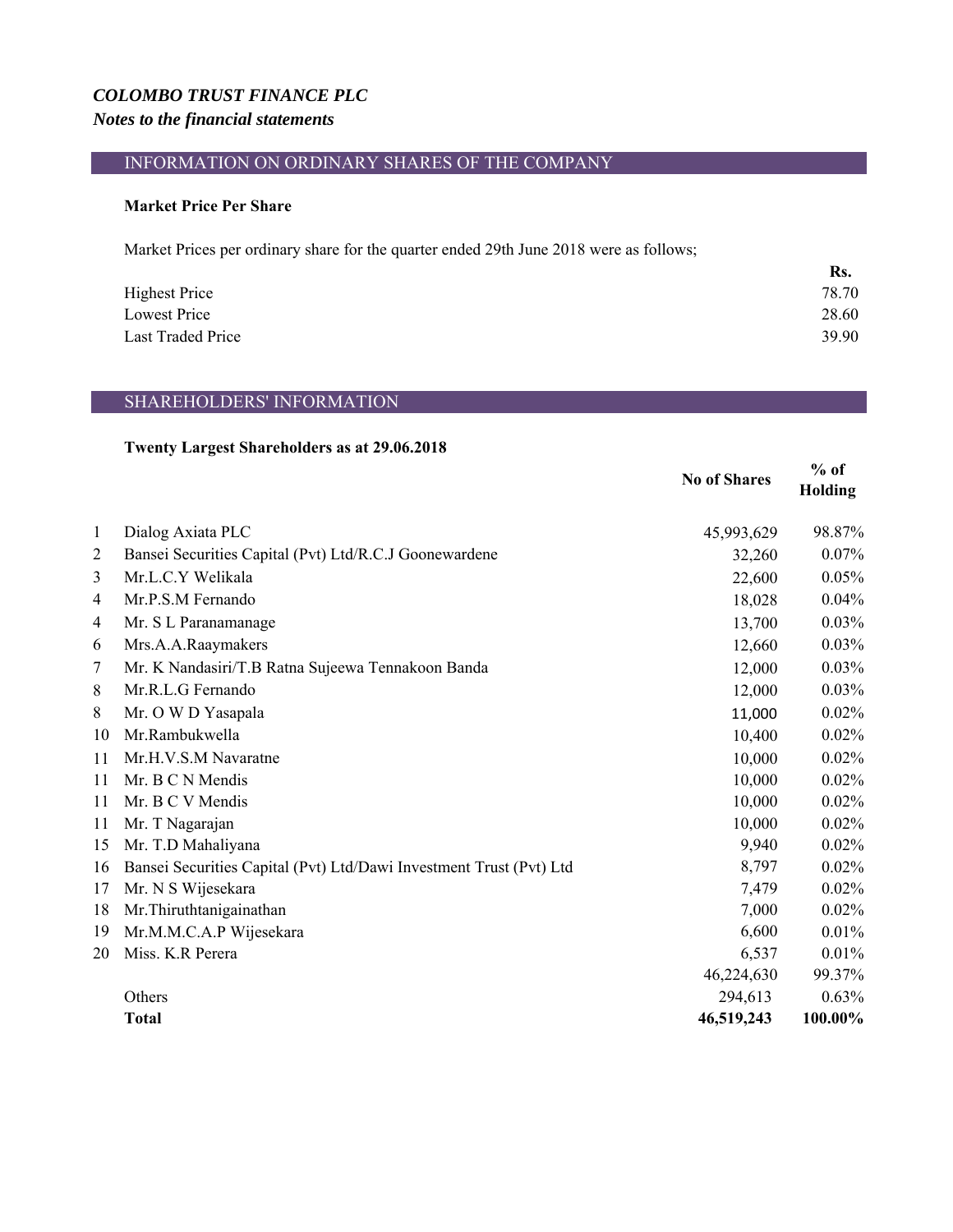*COLOMBO TRUST FINANCE PLC*

*Notes to the financial statements*

## INFORMATION ON ORDINARY SHARES OF THE COMPANY

**Market Price Per Share**

Market Prices per ordinary share for the quarter ended 29th June 2018 were as follows;

| | Rs. |
|---|---|
| Highest Price | 78.70 |
| Lowest Price | 28.60 |
| Last Traded Price | 39.90 |

## SHAREHOLDERS' INFORMATION

**Twenty Largest Shareholders as at 29.06.2018**

| | | No of Shares | % of Holding |
|---|---|---|---|
| 1 | Dialog Axiata PLC | 45,993,629 | 98.87% |
| 2 | Bansei Securities Capital (Pvt) Ltd/R.C.J Goonewardene | 32,260 | 0.07% |
| 3 | Mr.L.C.Y Welikala | 22,600 | 0.05% |
| 4 | Mr.P.S.M Fernando | 18,028 | 0.04% |
| 4 | Mr. S L Paranamanage | 13,700 | 0.03% |
| 6 | Mrs.A.A.Raaymakers | 12,660 | 0.03% |
| 7 | Mr. K Nandasiri/T.B Ratna Sujeewa Tennakoon Banda | 12,000 | 0.03% |
| 8 | Mr.R.L.G Fernando | 12,000 | 0.03% |
| 8 | Mr. O W D Yasapala | 11,000 | 0.02% |
| 10 | Mr.Rambukwella | 10,400 | 0.02% |
| 11 | Mr.H.V.S.M Navaratne | 10,000 | 0.02% |
| 11 | Mr. B C N Mendis | 10,000 | 0.02% |
| 11 | Mr. B C V Mendis | 10,000 | 0.02% |
| 11 | Mr. T Nagarajan | 10,000 | 0.02% |
| 15 | Mr. T.D Mahaliyana | 9,940 | 0.02% |
| 16 | Bansei Securities Capital (Pvt) Ltd/Dawi Investment Trust (Pvt) Ltd | 8,797 | 0.02% |
| 17 | Mr. N S Wijesekara | 7,479 | 0.02% |
| 18 | Mr.Thiruthtanigainathan | 7,000 | 0.02% |
| 19 | Mr.M.M.C.A.P Wijesekara | 6,600 | 0.01% |
| 20 | Miss. K.R Perera | 6,537 | 0.01% |
| | | 46,224,630 | 99.37% |
| | Others | 294,613 | 0.63% |
| | **Total** | **46,519,243** | **100.00%** |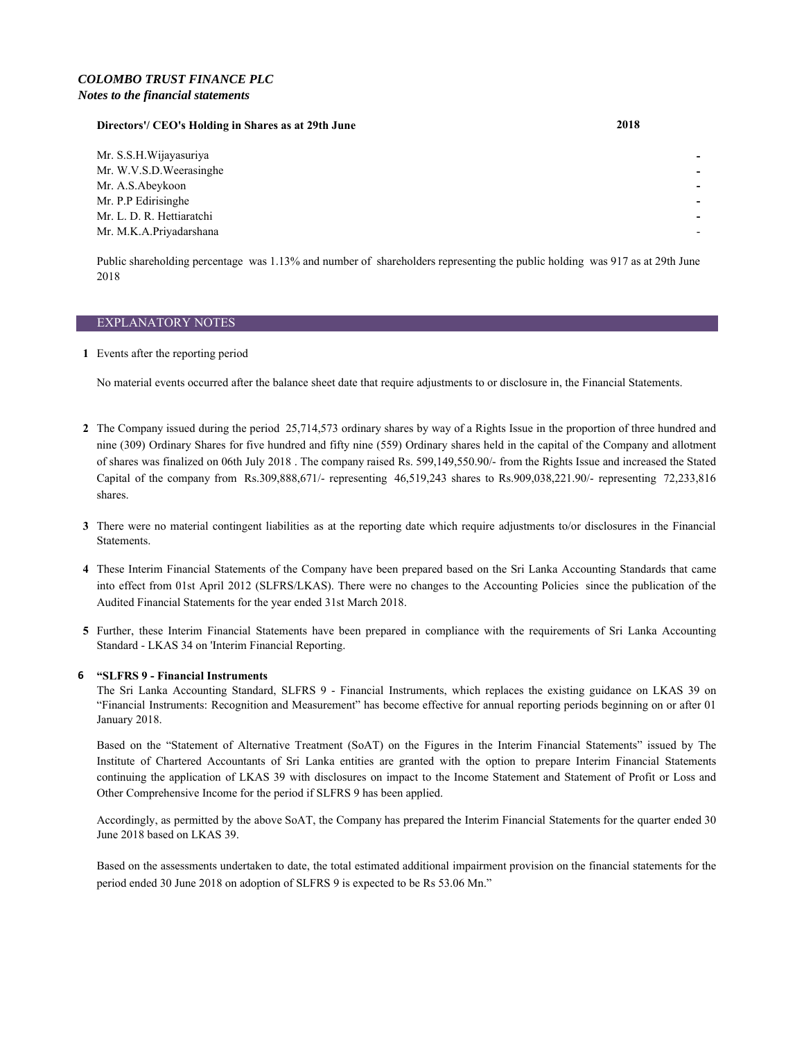*COLOMBO TRUST FINANCE PLC*
*Notes to the financial statements*

| **Directors'/ CEO's Holding in Shares as at 29th June** | **2018** |
|---|---|
| Mr. S.S.H.Wijayasuriya | - |
| Mr. W.V.S.D.Weerasinghe | - |
| Mr. A.S.Abeykoon | - |
| Mr. P.P Edirisinghe | - |
| Mr. L. D. R. Hettiaratchi | - |
| Mr. M.K.A.Priyadarshana | - |

Public shareholding percentage was 1.13% and number of shareholders representing the public holding was 917 as at 29th June 2018

## EXPLANATORY NOTES

**1** Events after the reporting period

No material events occurred after the balance sheet date that require adjustments to or disclosure in, the Financial Statements.

**2** The Company issued during the period 25,714,573 ordinary shares by way of a Rights Issue in the proportion of three hundred and nine (309) Ordinary Shares for five hundred and fifty nine (559) Ordinary shares held in the capital of the Company and allotment of shares was finalized on 06th July 2018 . The company raised Rs. 599,149,550.90/- from the Rights Issue and increased the Stated Capital of the company from Rs.309,888,671/- representing 46,519,243 shares to Rs.909,038,221.90/- representing 72,233,816 shares.

**3** There were no material contingent liabilities as at the reporting date which require adjustments to/or disclosures in the Financial Statements.

**4** These Interim Financial Statements of the Company have been prepared based on the Sri Lanka Accounting Standards that came into effect from 01st April 2012 (SLFRS/LKAS). There were no changes to the Accounting Policies since the publication of the Audited Financial Statements for the year ended 31st March 2018.

**5** Further, these Interim Financial Statements have been prepared in compliance with the requirements of Sri Lanka Accounting Standard - LKAS 34 on 'Interim Financial Reporting.

**6** **"SLFRS 9 - Financial Instruments**

The Sri Lanka Accounting Standard, SLFRS 9 - Financial Instruments, which replaces the existing guidance on LKAS 39 on "Financial Instruments: Recognition and Measurement" has become effective for annual reporting periods beginning on or after 01 January 2018.

Based on the "Statement of Alternative Treatment (SoAT) on the Figures in the Interim Financial Statements" issued by The Institute of Chartered Accountants of Sri Lanka entities are granted with the option to prepare Interim Financial Statements continuing the application of LKAS 39 with disclosures on impact to the Income Statement and Statement of Profit or Loss and Other Comprehensive Income for the period if SLFRS 9 has been applied.

Accordingly, as permitted by the above SoAT, the Company has prepared the Interim Financial Statements for the quarter ended 30 June 2018 based on LKAS 39.

Based on the assessments undertaken to date, the total estimated additional impairment provision on the financial statements for the period ended 30 June 2018 on adoption of SLFRS 9 is expected to be Rs 53.06 Mn."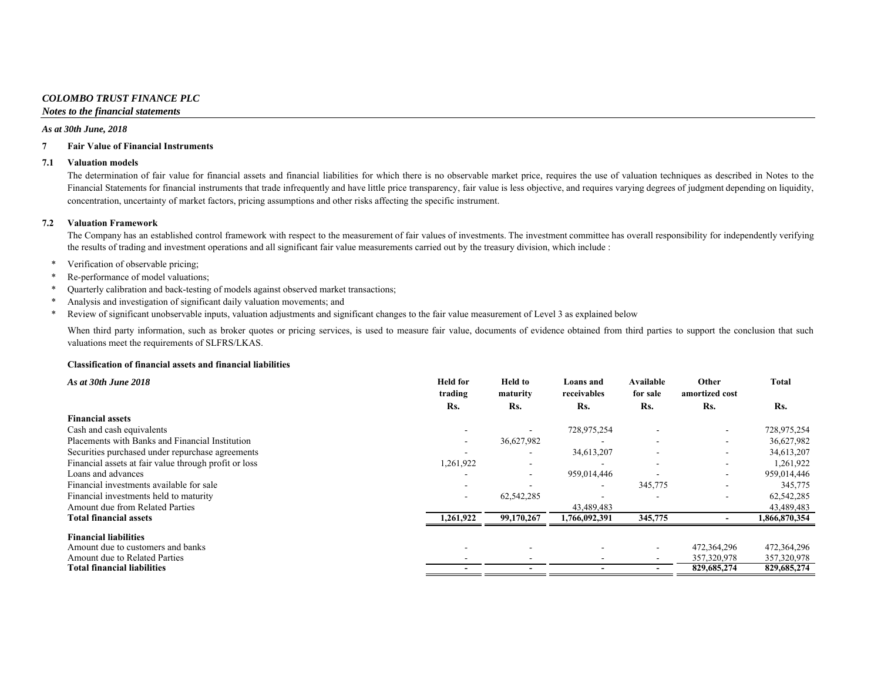*COLOMBO TRUST FINANCE PLC*
***Notes to the financial statements***

***As at 30th June, 2018***

**7 Fair Value of Financial Instruments**

**7.1 Valuation models**

The determination of fair value for financial assets and financial liabilities for which there is no observable market price, requires the use of valuation techniques as described in Notes to the Financial Statements for financial instruments that trade infrequently and have little price transparency, fair value is less objective, and requires varying degrees of judgment depending on liquidity, concentration, uncertainty of market factors, pricing assumptions and other risks affecting the specific instrument.

**7.2 Valuation Framework**

The Company has an established control framework with respect to the measurement of fair values of investments. The investment committee has overall responsibility for independently verifying the results of trading and investment operations and all significant fair value measurements carried out by the treasury division, which include :

* Verification of observable pricing;
* Re-performance of model valuations;
* Quarterly calibration and back-testing of models against observed market transactions;
* Analysis and investigation of significant daily valuation movements; and
* Review of significant unobservable inputs, valuation adjustments and significant changes to the fair value measurement of Level 3 as explained below

When third party information, such as broker quotes or pricing services, is used to measure fair value, documents of evidence obtained from third parties to support the conclusion that such valuations meet the requirements of SLFRS/LKAS.

**Classification of financial assets and financial liabilities**

| *As at 30th June 2018* | Held for trading<br>Rs. | Held to maturity<br>Rs. | Loans and receivables<br>Rs. | Available for sale<br>Rs. | Other amortized cost<br>Rs. | Total<br>Rs. |
|---|---|---|---|---|---|---|
| **Financial assets** | | | | | | |
| Cash and cash equivalents | - | - | 728,975,254 | - | - | 728,975,254 |
| Placements with Banks and Financial Institution | - | 36,627,982 | - | - | - | 36,627,982 |
| Securities purchased under repurchase agreements | - | - | 34,613,207 | - | - | 34,613,207 |
| Financial assets at fair value through profit or loss | 1,261,922 | - | - | - | - | 1,261,922 |
| Loans and advances | - | - | 959,014,446 | - | - | 959,014,446 |
| Financial investments available for sale | - | - | - | 345,775 | - | 345,775 |
| Financial investments held to maturity | - | 62,542,285 | - | - | - | 62,542,285 |
| Amount due from Related Parties | | | 43,489,483 | | | 43,489,483 |
| **Total financial assets** | **1,261,922** | **99,170,267** | **1,766,092,391** | **345,775** | **-** | **1,866,870,354** |
| **Financial liabilities** | | | | | | |
| Amount due to customers and banks | - | - | - | - | 472,364,296 | 472,364,296 |
| Amount due to Related Parties | - | - | - | - | 357,320,978 | 357,320,978 |
| **Total financial liabilities** | **-** | **-** | **-** | **-** | **829,685,274** | **829,685,274** |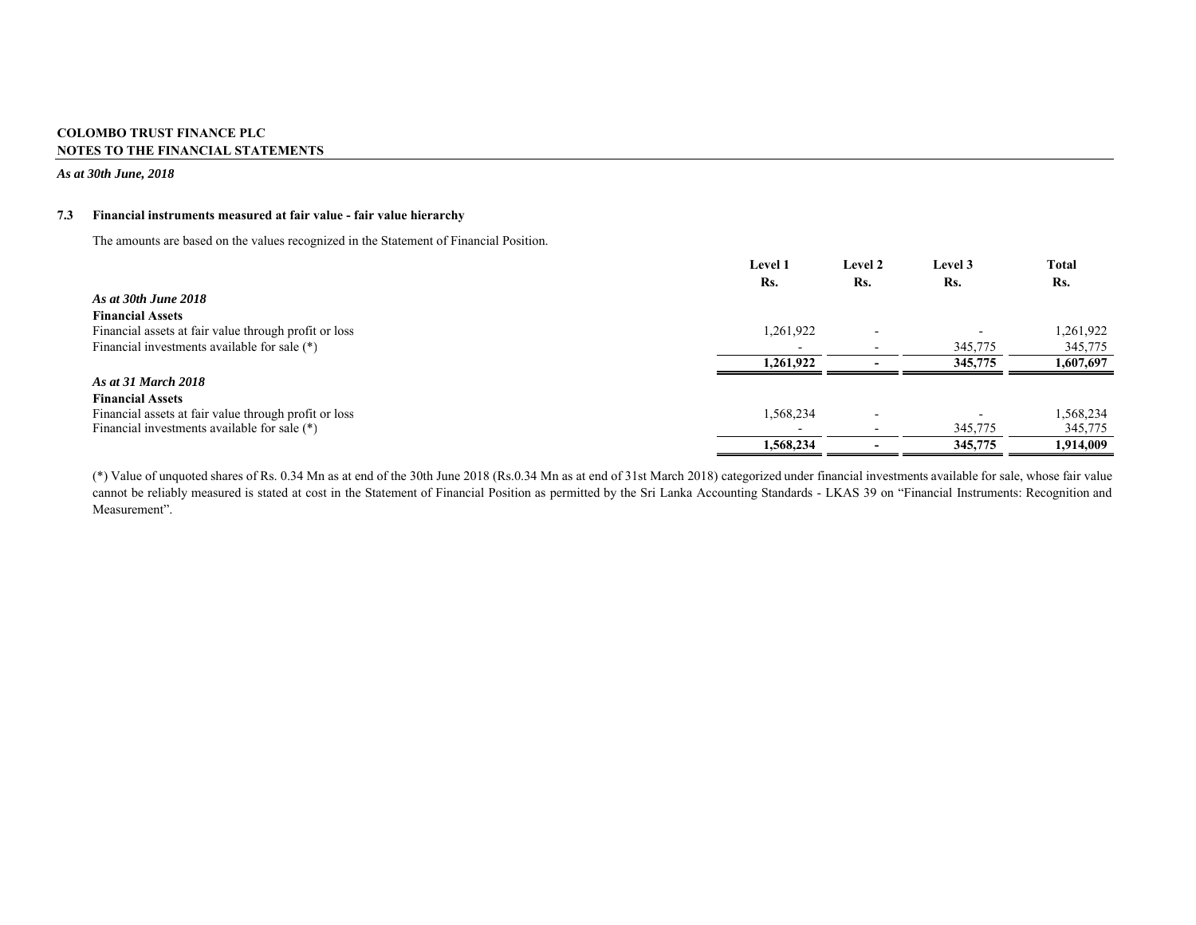**COLOMBO TRUST FINANCE PLC**
**NOTES TO THE FINANCIAL STATEMENTS**

*As at 30th June, 2018*

### 7.3 Financial instruments measured at fair value - fair value hierarchy

The amounts are based on the values recognized in the Statement of Financial Position.

| | Level 1 Rs. | Level 2 Rs. | Level 3 Rs. | Total Rs. |
|---|---|---|---|---|
| ***As at 30th June 2018*** | | | | |
| **Financial Assets** | | | | |
| Financial assets at fair value through profit or loss | 1,261,922 | - | - | 1,261,922 |
| Financial investments available for sale (*) | - | - | 345,775 | 345,775 |
| | **1,261,922** | **-** | **345,775** | **1,607,697** |
| ***As at 31 March 2018*** | | | | |
| **Financial Assets** | | | | |
| Financial assets at fair value through profit or loss | 1,568,234 | - | - | 1,568,234 |
| Financial investments available for sale (*) | - | - | 345,775 | 345,775 |
| | **1,568,234** | **-** | **345,775** | **1,914,009** |

(*) Value of unquoted shares of Rs. 0.34 Mn as at end of the 30th June 2018 (Rs.0.34 Mn as at end of 31st March 2018) categorized under financial investments available for sale, whose fair value cannot be reliably measured is stated at cost in the Statement of Financial Position as permitted by the Sri Lanka Accounting Standards - LKAS 39 on "Financial Instruments: Recognition and Measurement".